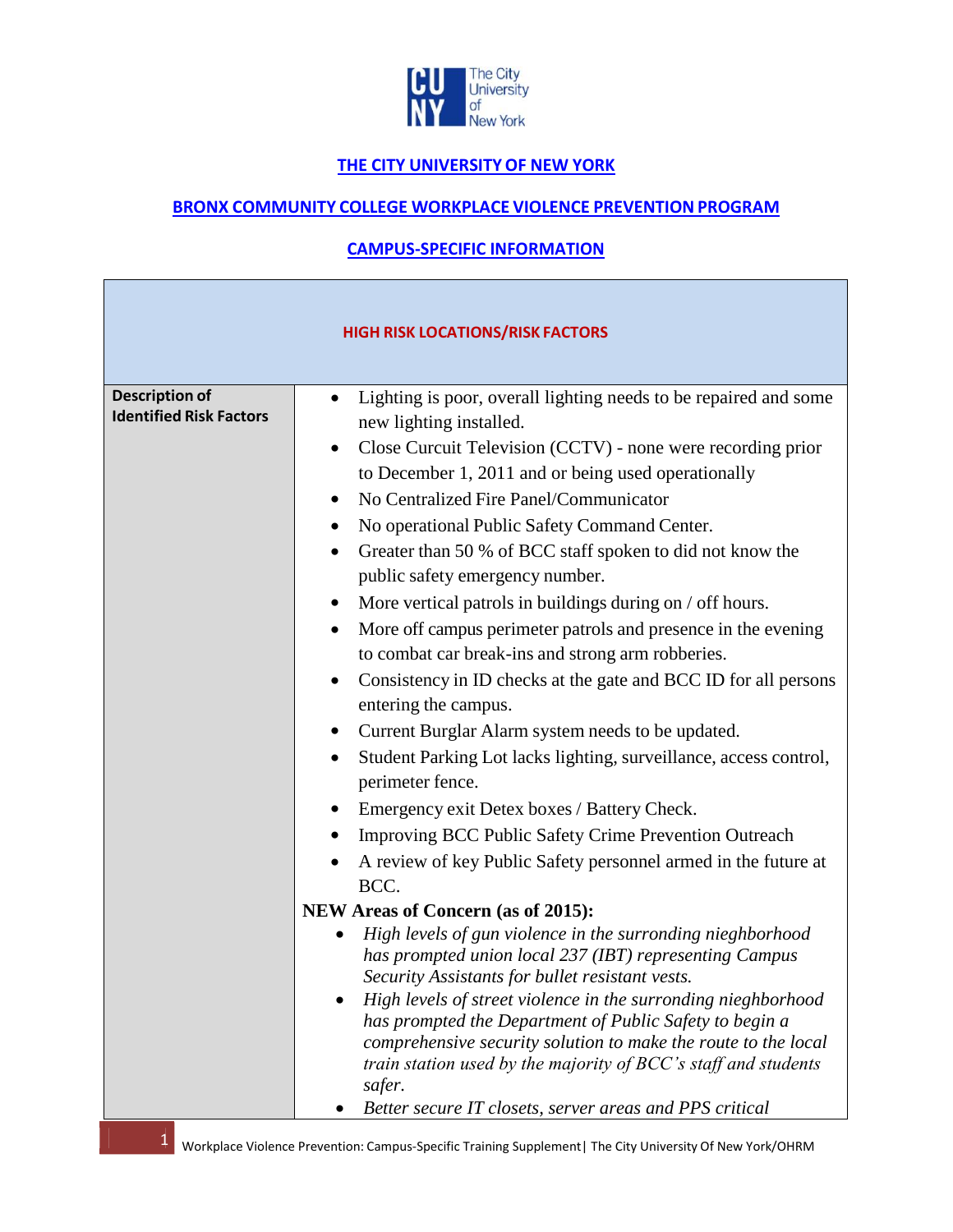**THE CITY UNIVERSITY OF NEW YORK**

**BRONX COMMUNITY COLLEGE WORKPLACE VIOLENCE PREVENTION PROGRAM**

**CAMPUS-SPECIFIC INFORMATION**

| HIGH RISK LOCATIONS/RISK FACTORS | |
|---|---|
| **Description of Identified Risk Factors** | • Lighting is poor, overall lighting needs to be repaired and some new lighting installed.<br>• Close Curcuit Television (CCTV) - none were recording prior to December 1, 2011 and or being used operationally<br>• No Centralized Fire Panel/Communicator<br>• No operational Public Safety Command Center.<br>• Greater than 50 % of BCC staff spoken to did not know the public safety emergency number.<br>• More vertical patrols in buildings during on / off hours.<br>• More off campus perimeter patrols and presence in the evening to combat car break-ins and strong arm robberies.<br>• Consistency in ID checks at the gate and BCC ID for all persons entering the campus.<br>• Current Burglar Alarm system needs to be updated.<br>• Student Parking Lot lacks lighting, surveillance, access control, perimeter fence.<br>• Emergency exit Detex boxes / Battery Check.<br>• Improving BCC Public Safety Crime Prevention Outreach<br>• A review of key Public Safety personnel armed in the future at BCC.<br>**NEW Areas of Concern (as of 2015):**<br>• *High levels of gun violence in the surronding nieghborhood has prompted union local 237 (IBT) representing Campus Security Assistants for bullet resistant vests.*<br>• *High levels of street violence in the surronding nieghborhood has prompted the Department of Public Safety to begin a comprehensive security solution to make the route to the local train station used by the majority of BCC's staff and students safer.*<br>• *Better secure IT closets, server areas and PPS critical* |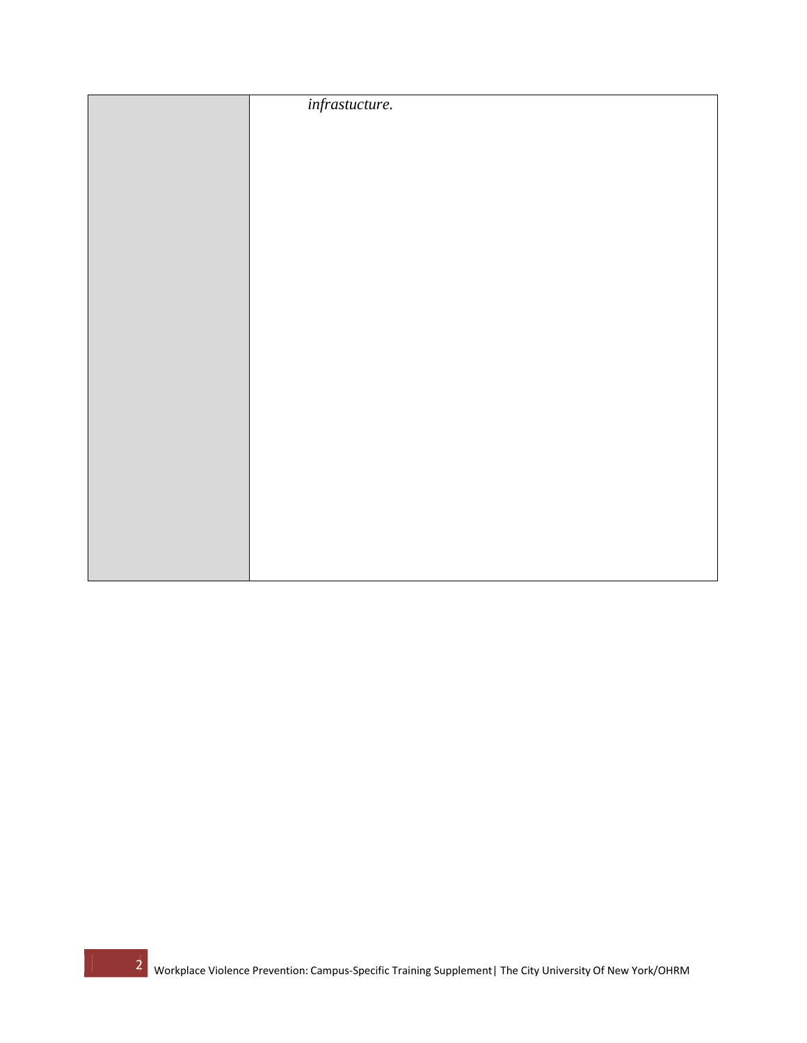| | |
|---|---|
| | *infrastucture.* |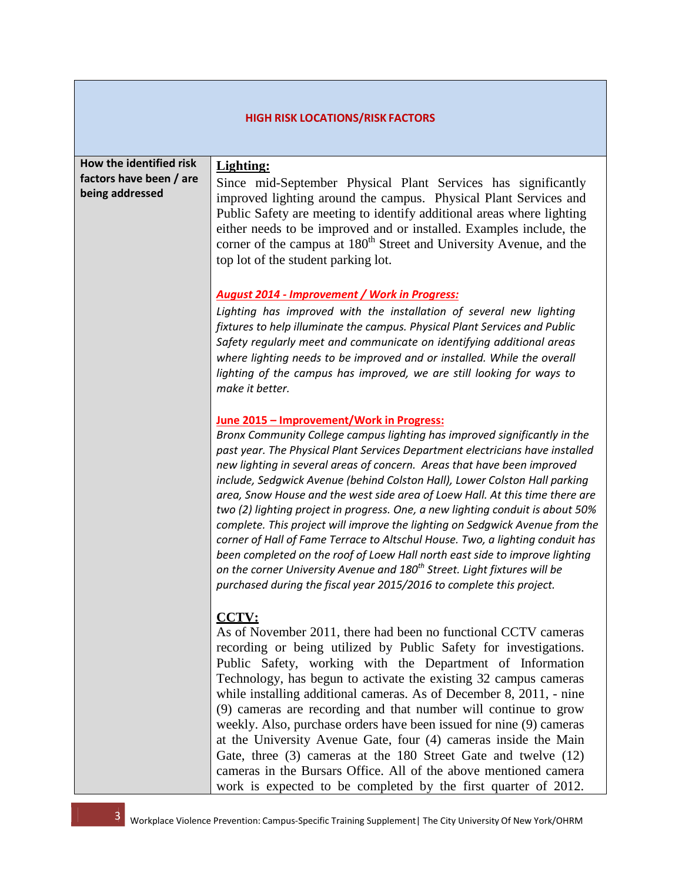| HIGH RISK LOCATIONS/RISK FACTORS | |
|---|---|
| **How the identified risk factors have been / are being addressed** | **Lighting:**<br>Since mid-September Physical Plant Services has significantly improved lighting around the campus. Physical Plant Services and Public Safety are meeting to identify additional areas where lighting either needs to be improved and or installed. Examples include, the corner of the campus at 180th Street and University Avenue, and the top lot of the student parking lot.<br><br>***August 2014 - Improvement / Work in Progress:***<br>*Lighting has improved with the installation of several new lighting fixtures to help illuminate the campus. Physical Plant Services and Public Safety regularly meet and communicate on identifying additional areas where lighting needs to be improved and or installed. While the overall lighting of the campus has improved, we are still looking for ways to make it better.*<br><br>**June 2015 – Improvement/Work in Progress:**<br>*Bronx Community College campus lighting has improved significantly in the past year. The Physical Plant Services Department electricians have installed new lighting in several areas of concern. Areas that have been improved include, Sedgwick Avenue (behind Colston Hall), Lower Colston Hall parking area, Snow House and the west side area of Loew Hall. At this time there are two (2) lighting project in progress. One, a new lighting conduit is about 50% complete. This project will improve the lighting on Sedgwick Avenue from the corner of Hall of Fame Terrace to Altschul House. Two, a lighting conduit has been completed on the roof of Loew Hall north east side to improve lighting on the corner University Avenue and 180th Street. Light fixtures will be purchased during the fiscal year 2015/2016 to complete this project.*<br><br>**CCTV:**<br>As of November 2011, there had been no functional CCTV cameras recording or being utilized by Public Safety for investigations. Public Safety, working with the Department of Information Technology, has begun to activate the existing 32 campus cameras while installing additional cameras. As of December 8, 2011, - nine (9) cameras are recording and that number will continue to grow weekly. Also, purchase orders have been issued for nine (9) cameras at the University Avenue Gate, four (4) cameras inside the Main Gate, three (3) cameras at the 180 Street Gate and twelve (12) cameras in the Bursars Office. All of the above mentioned camera work is expected to be completed by the first quarter of 2012. |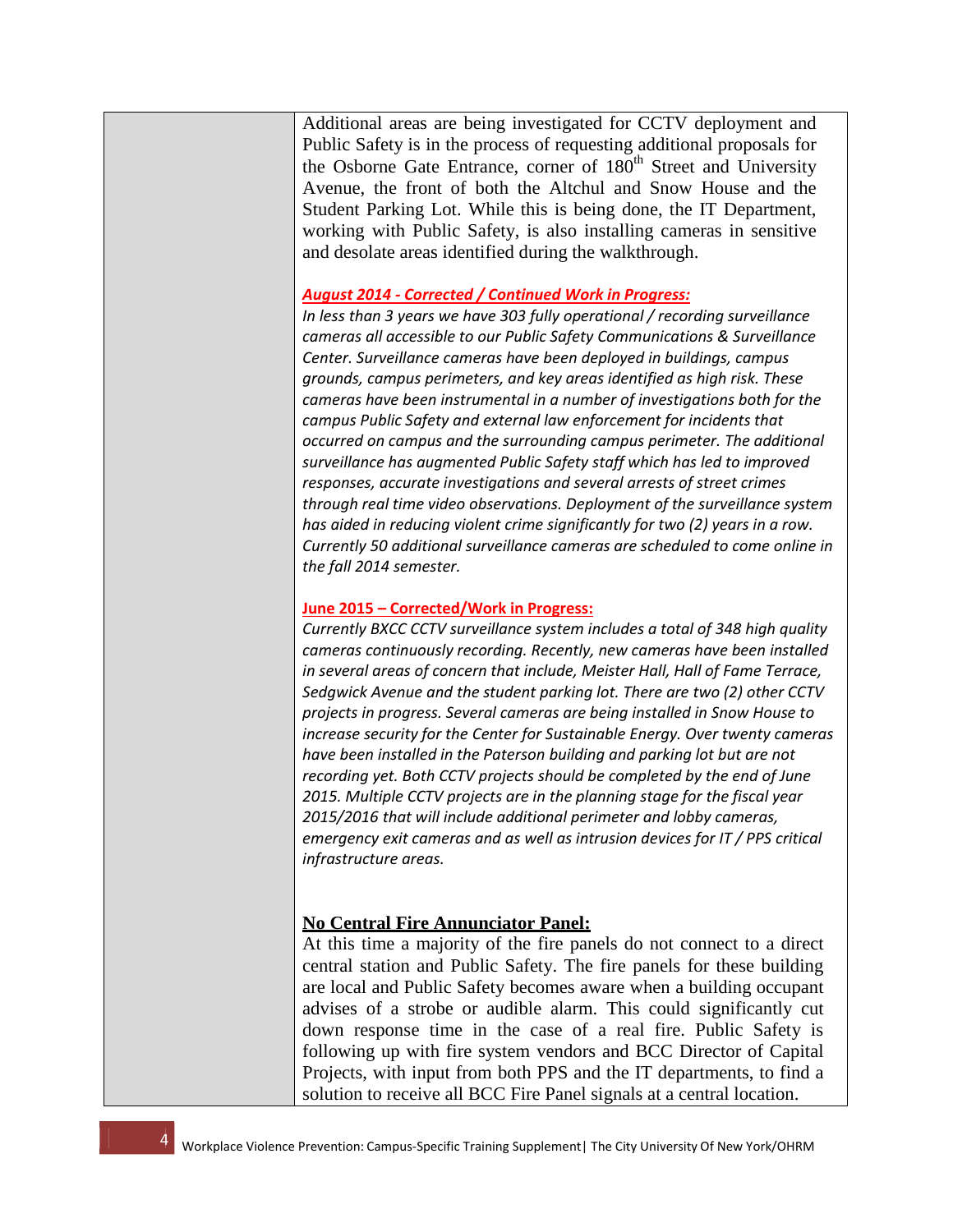| | |
|---|---|
| | Additional areas are being investigated for CCTV deployment and Public Safety is in the process of requesting additional proposals for the Osborne Gate Entrance, corner of 180th Street and University Avenue, the front of both the Altchul and Snow House and the Student Parking Lot. While this is being done, the IT Department, working with Public Safety, is also installing cameras in sensitive and desolate areas identified during the walkthrough.<br><br>***August 2014 - Corrected / Continued Work in Progress:***<br>*In less than 3 years we have 303 fully operational / recording surveillance cameras all accessible to our Public Safety Communications & Surveillance Center. Surveillance cameras have been deployed in buildings, campus grounds, campus perimeters, and key areas identified as high risk. These cameras have been instrumental in a number of investigations both for the campus Public Safety and external law enforcement for incidents that occurred on campus and the surrounding campus perimeter. The additional surveillance has augmented Public Safety staff which has led to improved responses, accurate investigations and several arrests of street crimes through real time video observations. Deployment of the surveillance system has aided in reducing violent crime significantly for two (2) years in a row. Currently 50 additional surveillance cameras are scheduled to come online in the fall 2014 semester.*<br><br>**June 2015 – Corrected/Work in Progress:**<br>*Currently BXCC CCTV surveillance system includes a total of 348 high quality cameras continuously recording. Recently, new cameras have been installed in several areas of concern that include, Meister Hall, Hall of Fame Terrace, Sedgwick Avenue and the student parking lot. There are two (2) other CCTV projects in progress. Several cameras are being installed in Snow House to increase security for the Center for Sustainable Energy. Over twenty cameras have been installed in the Paterson building and parking lot but are not recording yet. Both CCTV projects should be completed by the end of June 2015. Multiple CCTV projects are in the planning stage for the fiscal year 2015/2016 that will include additional perimeter and lobby cameras, emergency exit cameras and as well as intrusion devices for IT / PPS critical infrastructure areas.*<br><br>**No Central Fire Annunciator Panel:**<br>At this time a majority of the fire panels do not connect to a direct central station and Public Safety. The fire panels for these building are local and Public Safety becomes aware when a building occupant advises of a strobe or audible alarm. This could significantly cut down response time in the case of a real fire. Public Safety is following up with fire system vendors and BCC Director of Capital Projects, with input from both PPS and the IT departments, to find a solution to receive all BCC Fire Panel signals at a central location. |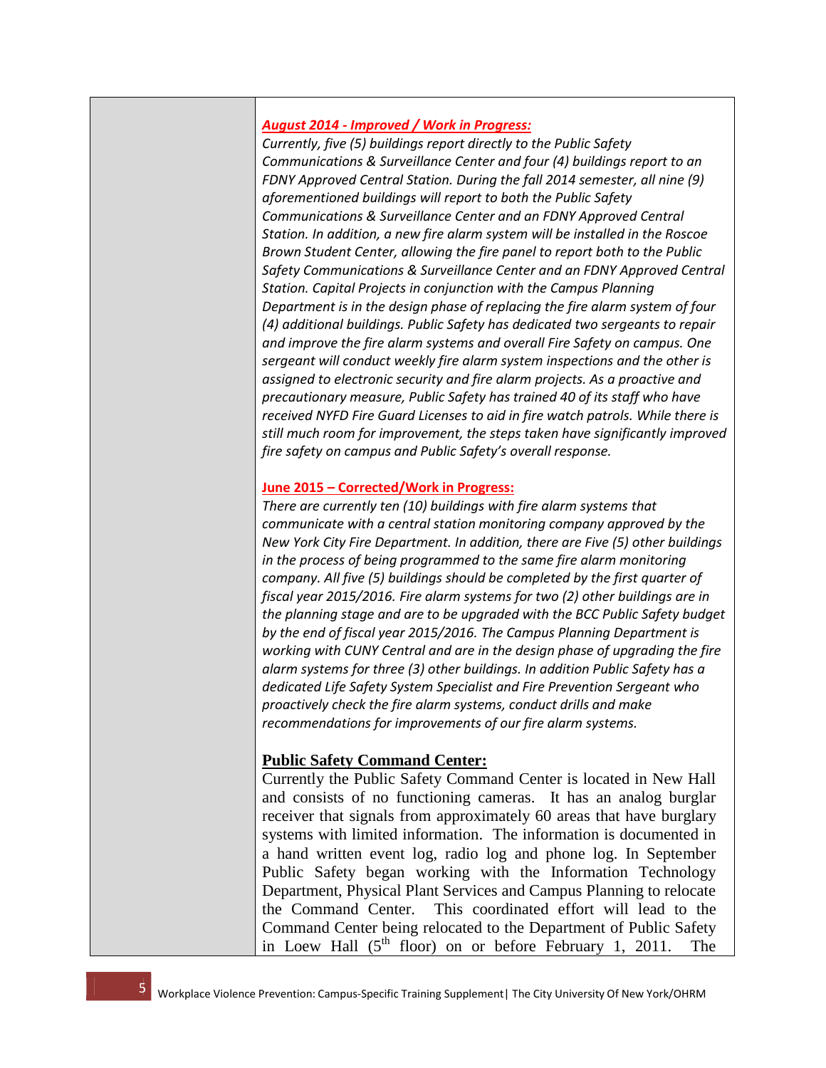| | ***August 2014 - Improved / Work in Progress:*** *Currently, five (5) buildings report directly to the Public Safety Communications & Surveillance Center and four (4) buildings report to an FDNY Approved Central Station. During the fall 2014 semester, all nine (9) aforementioned buildings will report to both the Public Safety Communications & Surveillance Center and an FDNY Approved Central Station. In addition, a new fire alarm system will be installed in the Roscoe Brown Student Center, allowing the fire panel to report both to the Public Safety Communications & Surveillance Center and an FDNY Approved Central Station. Capital Projects in conjunction with the Campus Planning Department is in the design phase of replacing the fire alarm system of four (4) additional buildings. Public Safety has dedicated two sergeants to repair and improve the fire alarm systems and overall Fire Safety on campus. One sergeant will conduct weekly fire alarm system inspections and the other is assigned to electronic security and fire alarm projects. As a proactive and precautionary measure, Public Safety has trained 40 of its staff who have received NYFD Fire Guard Licenses to aid in fire watch patrols. While there is still much room for improvement, the steps taken have significantly improved fire safety on campus and Public Safety's overall response.*<br><br>**June 2015 – Corrected/Work in Progress:** *There are currently ten (10) buildings with fire alarm systems that communicate with a central station monitoring company approved by the New York City Fire Department. In addition, there are Five (5) other buildings in the process of being programmed to the same fire alarm monitoring company. All five (5) buildings should be completed by the first quarter of fiscal year 2015/2016. Fire alarm systems for two (2) other buildings are in the planning stage and are to be upgraded with the BCC Public Safety budget by the end of fiscal year 2015/2016. The Campus Planning Department is working with CUNY Central and are in the design phase of upgrading the fire alarm systems for three (3) other buildings. In addition Public Safety has a dedicated Life Safety System Specialist and Fire Prevention Sergeant who proactively check the fire alarm systems, conduct drills and make recommendations for improvements of our fire alarm systems.*<br><br>**Public Safety Command Center:**<br>Currently the Public Safety Command Center is located in New Hall and consists of no functioning cameras. It has an analog burglar receiver that signals from approximately 60 areas that have burglary systems with limited information. The information is documented in a hand written event log, radio log and phone log. In September Public Safety began working with the Information Technology Department, Physical Plant Services and Campus Planning to relocate the Command Center. This coordinated effort will lead to the Command Center being relocated to the Department of Public Safety in Loew Hall (5th floor) on or before February 1, 2011. The |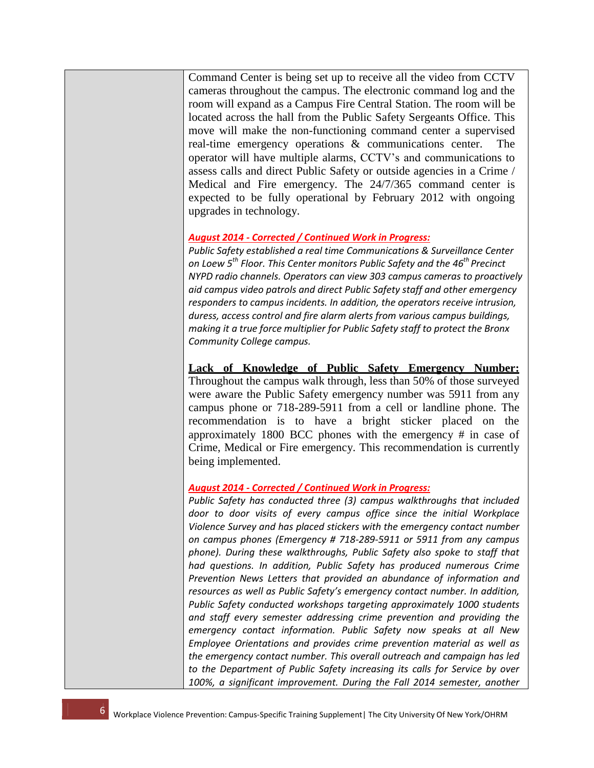| | |
|---|---|
| | Command Center is being set up to receive all the video from CCTV cameras throughout the campus. The electronic command log and the room will expand as a Campus Fire Central Station. The room will be located across the hall from the Public Safety Sergeants Office. This move will make the non-functioning command center a supervised real-time emergency operations & communications center. The operator will have multiple alarms, CCTV's and communications to assess calls and direct Public Safety or outside agencies in a Crime / Medical and Fire emergency. The 24/7/365 command center is expected to be fully operational by February 2012 with ongoing upgrades in technology.<br><br>***August 2014 - Corrected / Continued Work in Progress:***<br>*Public Safety established a real time Communications & Surveillance Center on Loew 5th Floor. This Center monitors Public Safety and the 46th Precinct NYPD radio channels. Operators can view 303 campus cameras to proactively aid campus video patrols and direct Public Safety staff and other emergency responders to campus incidents. In addition, the operators receive intrusion, duress, access control and fire alarm alerts from various campus buildings, making it a true force multiplier for Public Safety staff to protect the Bronx Community College campus.*<br><br>**Lack of Knowledge of Public Safety Emergency Number:** Throughout the campus walk through, less than 50% of those surveyed were aware the Public Safety emergency number was 5911 from any campus phone or 718-289-5911 from a cell or landline phone. The recommendation is to have a bright sticker placed on the approximately 1800 BCC phones with the emergency # in case of Crime, Medical or Fire emergency. This recommendation is currently being implemented.<br><br>***August 2014 - Corrected / Continued Work in Progress:***<br>*Public Safety has conducted three (3) campus walkthroughs that included door to door visits of every campus office since the initial Workplace Violence Survey and has placed stickers with the emergency contact number on campus phones (Emergency # 718-289-5911 or 5911 from any campus phone). During these walkthroughs, Public Safety also spoke to staff that had questions. In addition, Public Safety has produced numerous Crime Prevention News Letters that provided an abundance of information and resources as well as Public Safety's emergency contact number. In addition, Public Safety conducted workshops targeting approximately 1000 students and staff every semester addressing crime prevention and providing the emergency contact information. Public Safety now speaks at all New Employee Orientations and provides crime prevention material as well as the emergency contact number. This overall outreach and campaign has led to the Department of Public Safety increasing its calls for Service by over 100%, a significant improvement. During the Fall 2014 semester, another* |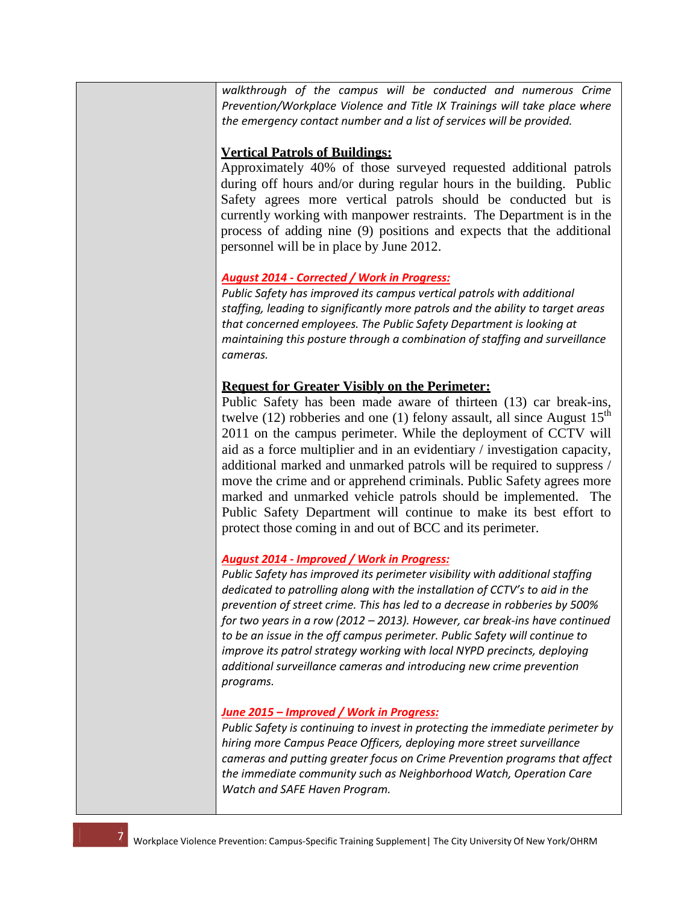| | *walkthrough of the campus will be conducted and numerous Crime Prevention/Workplace Violence and Title IX Trainings will take place where the emergency contact number and a list of services will be provided.*<br><br>**<u>Vertical Patrols of Buildings:</u>**<br>Approximately 40% of those surveyed requested additional patrols during off hours and/or during regular hours in the building. Public Safety agrees more vertical patrols should be conducted but is currently working with manpower restraints. The Department is in the process of adding nine (9) positions and expects that the additional personnel will be in place by June 2012.<br><br>***<u>August 2014 - Corrected / Work in Progress:</u>***<br>*Public Safety has improved its campus vertical patrols with additional staffing, leading to significantly more patrols and the ability to target areas that concerned employees. The Public Safety Department is looking at maintaining this posture through a combination of staffing and surveillance cameras.*<br><br>**<u>Request for Greater Visibly on the Perimeter:</u>**<br>Public Safety has been made aware of thirteen (13) car break-ins, twelve (12) robberies and one (1) felony assault, all since August 15th 2011 on the campus perimeter. While the deployment of CCTV will aid as a force multiplier and in an evidentiary / investigation capacity, additional marked and unmarked patrols will be required to suppress / move the crime and or apprehend criminals. Public Safety agrees more marked and unmarked vehicle patrols should be implemented. The Public Safety Department will continue to make its best effort to protect those coming in and out of BCC and its perimeter.<br><br>***<u>August 2014 - Improved / Work in Progress:</u>***<br>*Public Safety has improved its perimeter visibility with additional staffing dedicated to patrolling along with the installation of CCTV's to aid in the prevention of street crime. This has led to a decrease in robberies by 500% for two years in a row (2012 – 2013). However, car break-ins have continued to be an issue in the off campus perimeter. Public Safety will continue to improve its patrol strategy working with local NYPD precincts, deploying additional surveillance cameras and introducing new crime prevention programs.*<br><br>***<u>June 2015 – Improved / Work in Progress:</u>***<br>*Public Safety is continuing to invest in protecting the immediate perimeter by hiring more Campus Peace Officers, deploying more street surveillance cameras and putting greater focus on Crime Prevention programs that affect the immediate community such as Neighborhood Watch, Operation Care Watch and SAFE Haven Program.* |
|---|---|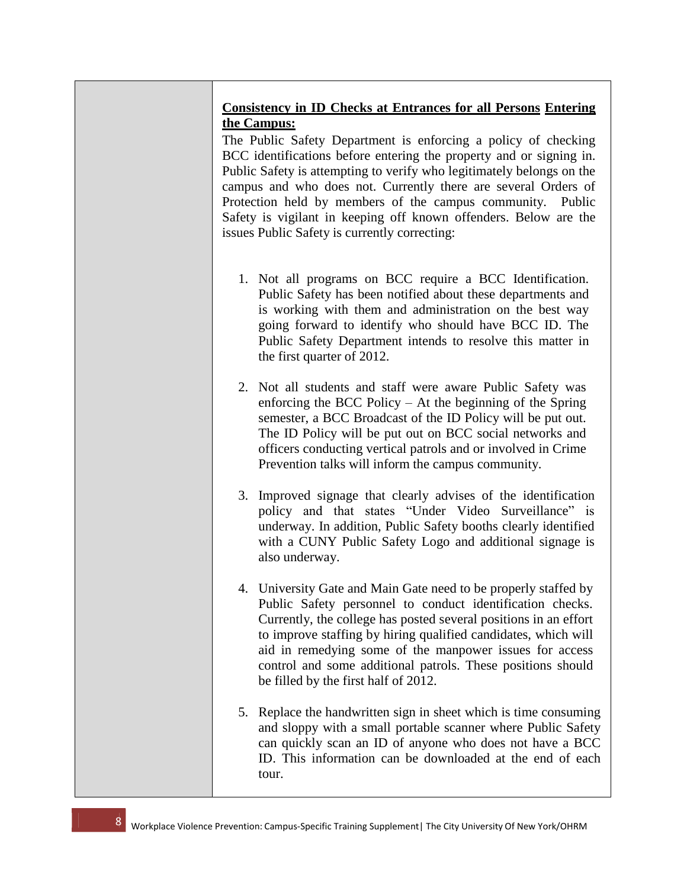**Consistency in ID Checks at Entrances for all Persons Entering the Campus:**

The Public Safety Department is enforcing a policy of checking BCC identifications before entering the property and or signing in. Public Safety is attempting to verify who legitimately belongs on the campus and who does not. Currently there are several Orders of Protection held by members of the campus community. Public Safety is vigilant in keeping off known offenders. Below are the issues Public Safety is currently correcting:

1. Not all programs on BCC require a BCC Identification. Public Safety has been notified about these departments and is working with them and administration on the best way going forward to identify who should have BCC ID. The Public Safety Department intends to resolve this matter in the first quarter of 2012.

2. Not all students and staff were aware Public Safety was enforcing the BCC Policy – At the beginning of the Spring semester, a BCC Broadcast of the ID Policy will be put out. The ID Policy will be put out on BCC social networks and officers conducting vertical patrols and or involved in Crime Prevention talks will inform the campus community.

3. Improved signage that clearly advises of the identification policy and that states "Under Video Surveillance" is underway. In addition, Public Safety booths clearly identified with a CUNY Public Safety Logo and additional signage is also underway.

4. University Gate and Main Gate need to be properly staffed by Public Safety personnel to conduct identification checks. Currently, the college has posted several positions in an effort to improve staffing by hiring qualified candidates, which will aid in remedying some of the manpower issues for access control and some additional patrols. These positions should be filled by the first half of 2012.

5. Replace the handwritten sign in sheet which is time consuming and sloppy with a small portable scanner where Public Safety can quickly scan an ID of anyone who does not have a BCC ID. This information can be downloaded at the end of each tour.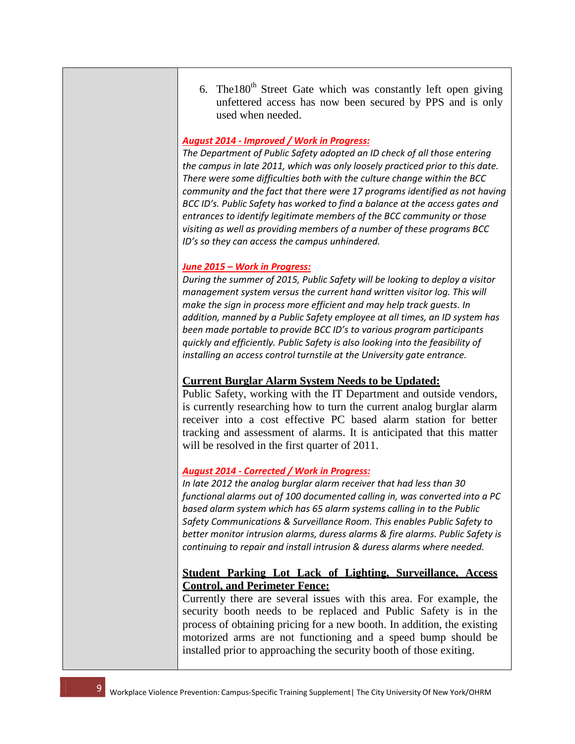6. The180th Street Gate which was constantly left open giving unfettered access has now been secured by PPS and is only used when needed.

***August 2014 - Improved / Work in Progress:***

*The Department of Public Safety adopted an ID check of all those entering the campus in late 2011, which was only loosely practiced prior to this date. There were some difficulties both with the culture change within the BCC community and the fact that there were 17 programs identified as not having BCC ID's. Public Safety has worked to find a balance at the access gates and entrances to identify legitimate members of the BCC community or those visiting as well as providing members of a number of these programs BCC ID's so they can access the campus unhindered.*

***June 2015 – Work in Progress:***

*During the summer of 2015, Public Safety will be looking to deploy a visitor management system versus the current hand written visitor log. This will make the sign in process more efficient and may help track guests. In addition, manned by a Public Safety employee at all times, an ID system has been made portable to provide BCC ID's to various program participants quickly and efficiently. Public Safety is also looking into the feasibility of installing an access control turnstile at the University gate entrance.*

**Current Burglar Alarm System Needs to be Updated:**

Public Safety, working with the IT Department and outside vendors, is currently researching how to turn the current analog burglar alarm receiver into a cost effective PC based alarm station for better tracking and assessment of alarms. It is anticipated that this matter will be resolved in the first quarter of 2011.

***August 2014 - Corrected / Work in Progress:***

*In late 2012 the analog burglar alarm receiver that had less than 30 functional alarms out of 100 documented calling in, was converted into a PC based alarm system which has 65 alarm systems calling in to the Public Safety Communications & Surveillance Room. This enables Public Safety to better monitor intrusion alarms, duress alarms & fire alarms. Public Safety is continuing to repair and install intrusion & duress alarms where needed.*

**Student Parking Lot Lack of Lighting, Surveillance, Access Control, and Perimeter Fence:**

Currently there are several issues with this area. For example, the security booth needs to be replaced and Public Safety is in the process of obtaining pricing for a new booth. In addition, the existing motorized arms are not functioning and a speed bump should be installed prior to approaching the security booth of those exiting.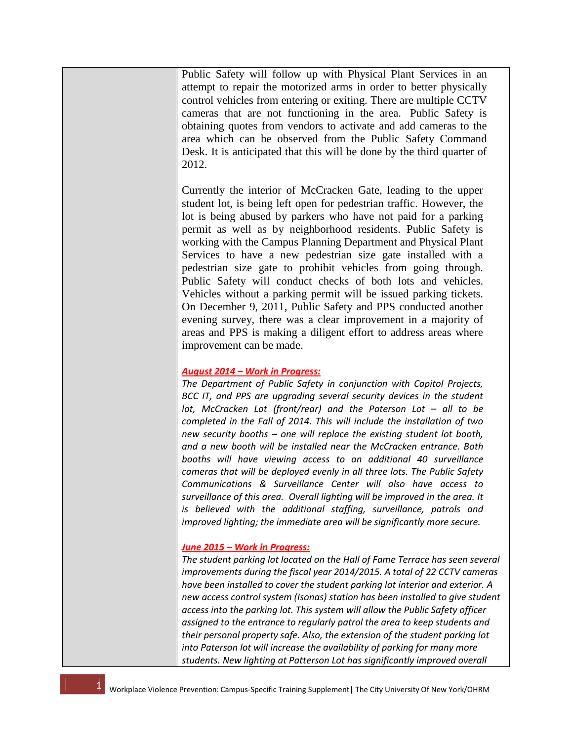| | |
|---|---|
| | Public Safety will follow up with Physical Plant Services in an attempt to repair the motorized arms in order to better physically control vehicles from entering or exiting. There are multiple CCTV cameras that are not functioning in the area. Public Safety is obtaining quotes from vendors to activate and add cameras to the area which can be observed from the Public Safety Command Desk. It is anticipated that this will be done by the third quarter of 2012.<br><br>Currently the interior of McCracken Gate, leading to the upper student lot, is being left open for pedestrian traffic. However, the lot is being abused by parkers who have not paid for a parking permit as well as by neighborhood residents. Public Safety is working with the Campus Planning Department and Physical Plant Services to have a new pedestrian size gate installed with a pedestrian size gate to prohibit vehicles from going through. Public Safety will conduct checks of both lots and vehicles. Vehicles without a parking permit will be issued parking tickets. On December 9, 2011, Public Safety and PPS conducted another evening survey, there was a clear improvement in a majority of areas and PPS is making a diligent effort to address areas where improvement can be made.<br><br>***August 2014 – Work in Progress:***<br>*The Department of Public Safety in conjunction with Capitol Projects, BCC IT, and PPS are upgrading several security devices in the student lot, McCracken Lot (front/rear) and the Paterson Lot – all to be completed in the Fall of 2014. This will include the installation of two new security booths – one will replace the existing student lot booth, and a new booth will be installed near the McCracken entrance. Both booths will have viewing access to an additional 40 surveillance cameras that will be deployed evenly in all three lots. The Public Safety Communications & Surveillance Center will also have access to surveillance of this area. Overall lighting will be improved in the area. It is believed with the additional staffing, surveillance, patrols and improved lighting; the immediate area will be significantly more secure.*<br><br>***June 2015 – Work in Progress:***<br>*The student parking lot located on the Hall of Fame Terrace has seen several improvements during the fiscal year 2014/2015. A total of 22 CCTV cameras have been installed to cover the student parking lot interior and exterior. A new access control system (Isonas) station has been installed to give student access into the parking lot. This system will allow the Public Safety officer assigned to the entrance to regularly patrol the area to keep students and their personal property safe. Also, the extension of the student parking lot into Paterson lot will increase the availability of parking for many more students. New lighting at Patterson Lot has significantly improved overall* |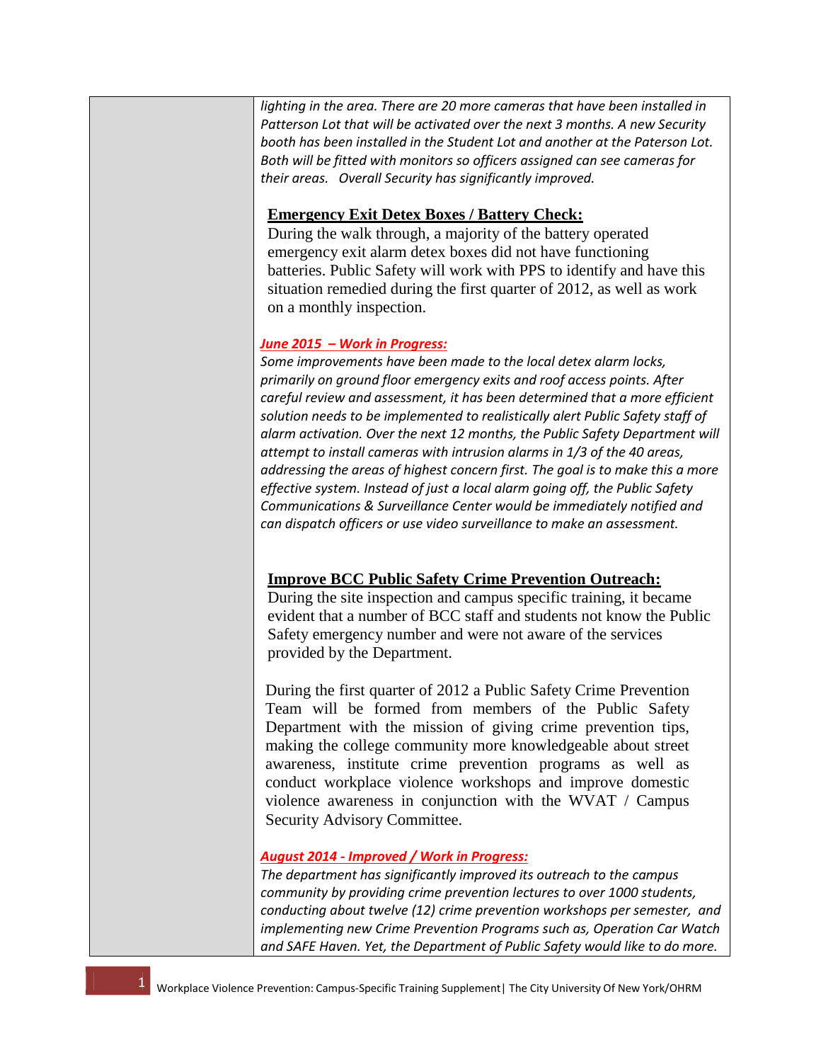| | |
|---|---|
| | *lighting in the area. There are 20 more cameras that have been installed in Patterson Lot that will be activated over the next 3 months. A new Security booth has been installed in the Student Lot and another at the Paterson Lot. Both will be fitted with monitors so officers assigned can see cameras for their areas. Overall Security has significantly improved.*<br><br>**Emergency Exit Detex Boxes / Battery Check:**<br>During the walk through, a majority of the battery operated emergency exit alarm detex boxes did not have functioning batteries. Public Safety will work with PPS to identify and have this situation remedied during the first quarter of 2012, as well as work on a monthly inspection.<br><br>***June 2015 – Work in Progress:***<br>*Some improvements have been made to the local detex alarm locks, primarily on ground floor emergency exits and roof access points. After careful review and assessment, it has been determined that a more efficient solution needs to be implemented to realistically alert Public Safety staff of alarm activation. Over the next 12 months, the Public Safety Department will attempt to install cameras with intrusion alarms in 1/3 of the 40 areas, addressing the areas of highest concern first. The goal is to make this a more effective system. Instead of just a local alarm going off, the Public Safety Communications & Surveillance Center would be immediately notified and can dispatch officers or use video surveillance to make an assessment.*<br><br>**Improve BCC Public Safety Crime Prevention Outreach:**<br>During the site inspection and campus specific training, it became evident that a number of BCC staff and students not know the Public Safety emergency number and were not aware of the services provided by the Department.<br><br>During the first quarter of 2012 a Public Safety Crime Prevention Team will be formed from members of the Public Safety Department with the mission of giving crime prevention tips, making the college community more knowledgeable about street awareness, institute crime prevention programs as well as conduct workplace violence workshops and improve domestic violence awareness in conjunction with the WVAT / Campus Security Advisory Committee.<br><br>***August 2014 - Improved / Work in Progress:***<br>*The department has significantly improved its outreach to the campus community by providing crime prevention lectures to over 1000 students, conducting about twelve (12) crime prevention workshops per semester, and implementing new Crime Prevention Programs such as, Operation Car Watch and SAFE Haven. Yet, the Department of Public Safety would like to do more.* |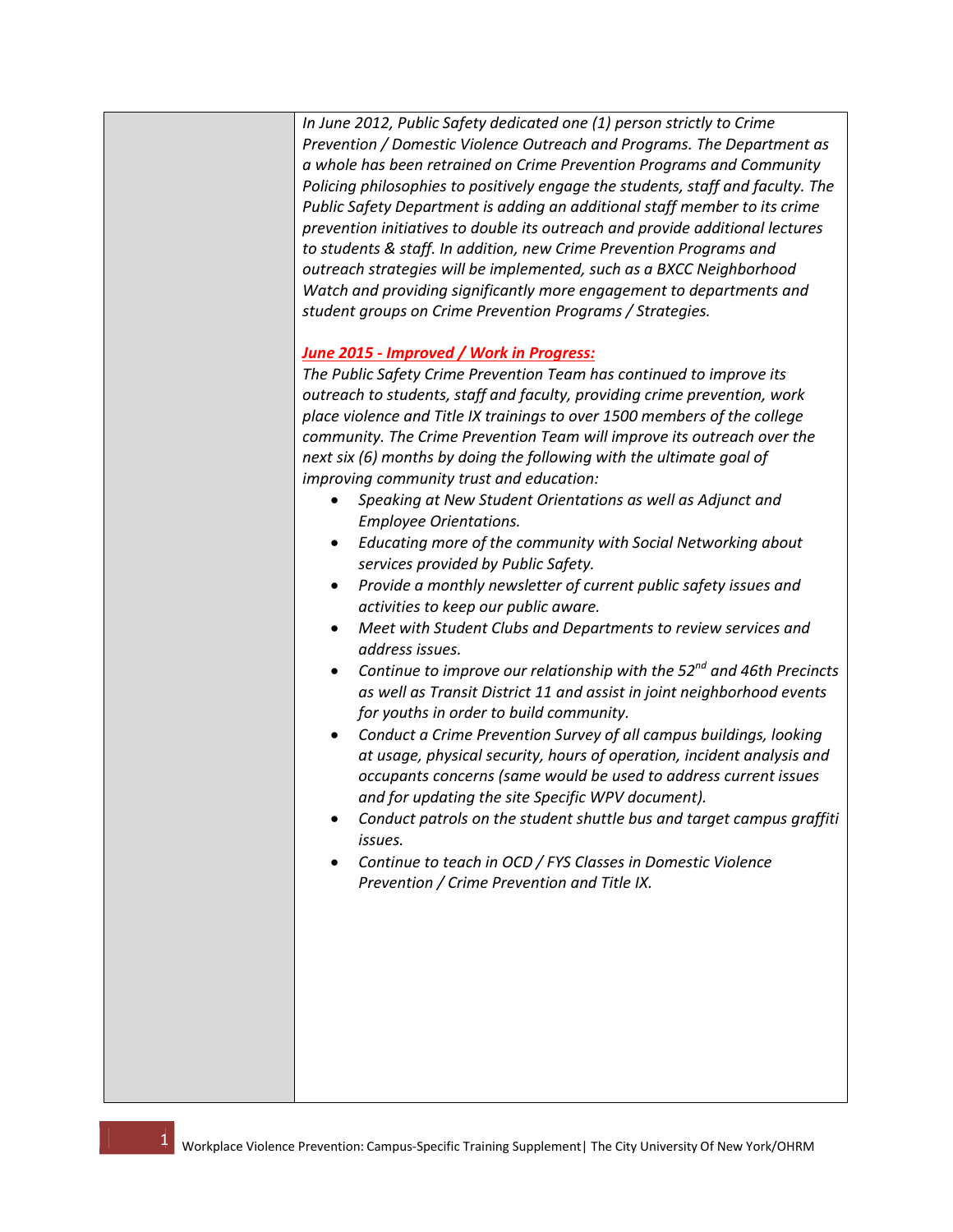| | |
|---|---|
| | *In June 2012, Public Safety dedicated one (1) person strictly to Crime Prevention / Domestic Violence Outreach and Programs. The Department as a whole has been retrained on Crime Prevention Programs and Community Policing philosophies to positively engage the students, staff and faculty. The Public Safety Department is adding an additional staff member to its crime prevention initiatives to double its outreach and provide additional lectures to students & staff. In addition, new Crime Prevention Programs and outreach strategies will be implemented, such as a BXCC Neighborhood Watch and providing significantly more engagement to departments and student groups on Crime Prevention Programs / Strategies.*<br><br>***June 2015 - Improved / Work in Progress:***<br>*The Public Safety Crime Prevention Team has continued to improve its outreach to students, staff and faculty, providing crime prevention, work place violence and Title IX trainings to over 1500 members of the college community. The Crime Prevention Team will improve its outreach over the next six (6) months by doing the following with the ultimate goal of improving community trust and education:*<br>• *Speaking at New Student Orientations as well as Adjunct and Employee Orientations.*<br>• *Educating more of the community with Social Networking about services provided by Public Safety.*<br>• *Provide a monthly newsletter of current public safety issues and activities to keep our public aware.*<br>• *Meet with Student Clubs and Departments to review services and address issues.*<br>• *Continue to improve our relationship with the 52nd and 46th Precincts as well as Transit District 11 and assist in joint neighborhood events for youths in order to build community.*<br>• *Conduct a Crime Prevention Survey of all campus buildings, looking at usage, physical security, hours of operation, incident analysis and occupants concerns (same would be used to address current issues and for updating the site Specific WPV document).*<br>• *Conduct patrols on the student shuttle bus and target campus graffiti issues.*<br>• *Continue to teach in OCD / FYS Classes in Domestic Violence Prevention / Crime Prevention and Title IX.* |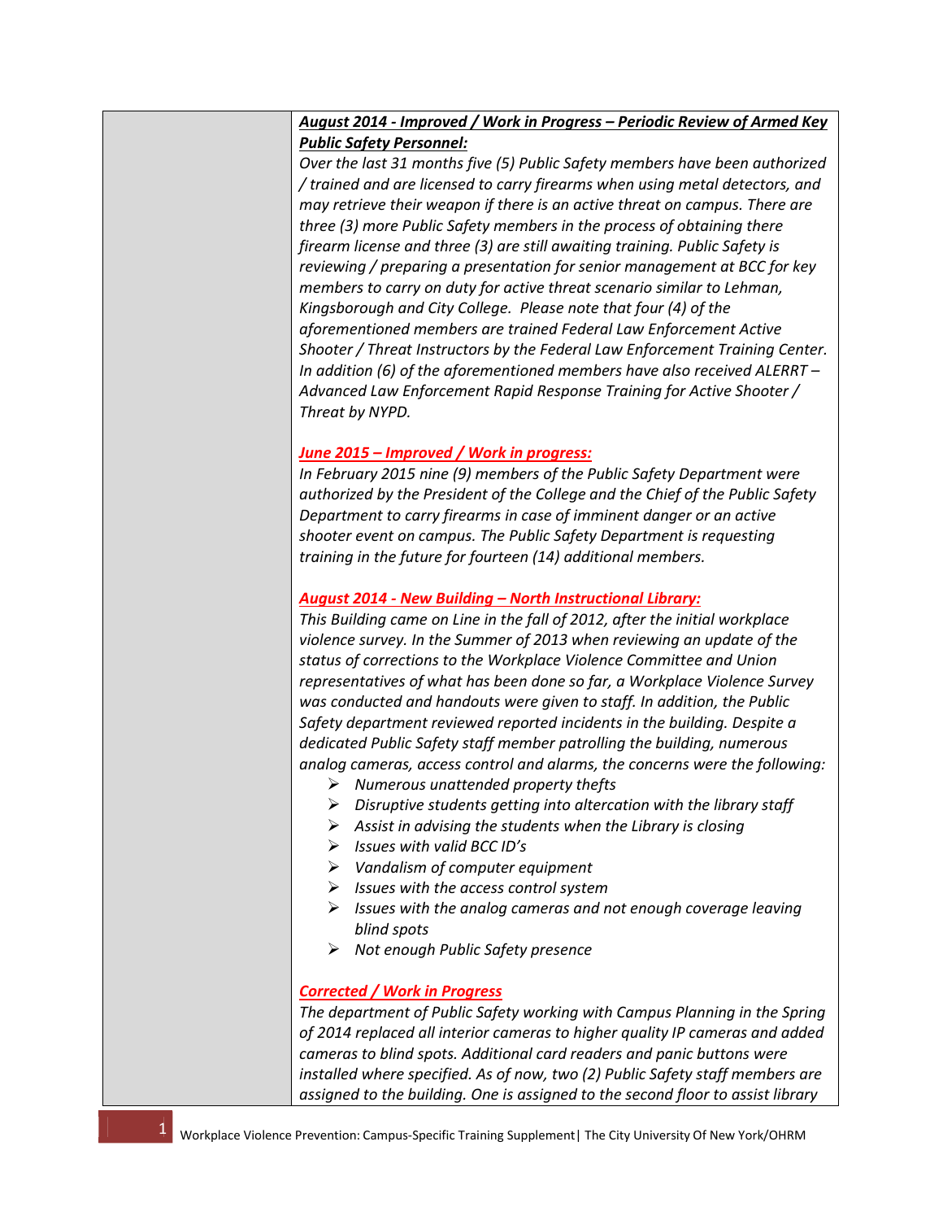| | |
|---|---|
| | ***August 2014 - Improved / Work in Progress – Periodic Review of Armed Key Public Safety Personnel:***<br>*Over the last 31 months five (5) Public Safety members have been authorized / trained and are licensed to carry firearms when using metal detectors, and may retrieve their weapon if there is an active threat on campus. There are three (3) more Public Safety members in the process of obtaining there firearm license and three (3) are still awaiting training. Public Safety is reviewing / preparing a presentation for senior management at BCC for key members to carry on duty for active threat scenario similar to Lehman, Kingsborough and City College. Please note that four (4) of the aforementioned members are trained Federal Law Enforcement Active Shooter / Threat Instructors by the Federal Law Enforcement Training Center. In addition (6) of the aforementioned members have also received ALERRT – Advanced Law Enforcement Rapid Response Training for Active Shooter / Threat by NYPD.*<br><br>***June 2015 – Improved / Work in progress:***<br>*In February 2015 nine (9) members of the Public Safety Department were authorized by the President of the College and the Chief of the Public Safety Department to carry firearms in case of imminent danger or an active shooter event on campus. The Public Safety Department is requesting training in the future for fourteen (14) additional members.*<br><br>***August 2014 - New Building – North Instructional Library:***<br>*This Building came on Line in the fall of 2012, after the initial workplace violence survey. In the Summer of 2013 when reviewing an update of the status of corrections to the Workplace Violence Committee and Union representatives of what has been done so far, a Workplace Violence Survey was conducted and handouts were given to staff. In addition, the Public Safety department reviewed reported incidents in the building. Despite a dedicated Public Safety staff member patrolling the building, numerous analog cameras, access control and alarms, the concerns were the following:*<br>➢ *Numerous unattended property thefts*<br>➢ *Disruptive students getting into altercation with the library staff*<br>➢ *Assist in advising the students when the Library is closing*<br>➢ *Issues with valid BCC ID's*<br>➢ *Vandalism of computer equipment*<br>➢ *Issues with the access control system*<br>➢ *Issues with the analog cameras and not enough coverage leaving blind spots*<br>➢ *Not enough Public Safety presence*<br><br>***Corrected / Work in Progress***<br>*The department of Public Safety working with Campus Planning in the Spring of 2014 replaced all interior cameras to higher quality IP cameras and added cameras to blind spots. Additional card readers and panic buttons were installed where specified. As of now, two (2) Public Safety staff members are assigned to the building. One is assigned to the second floor to assist library* |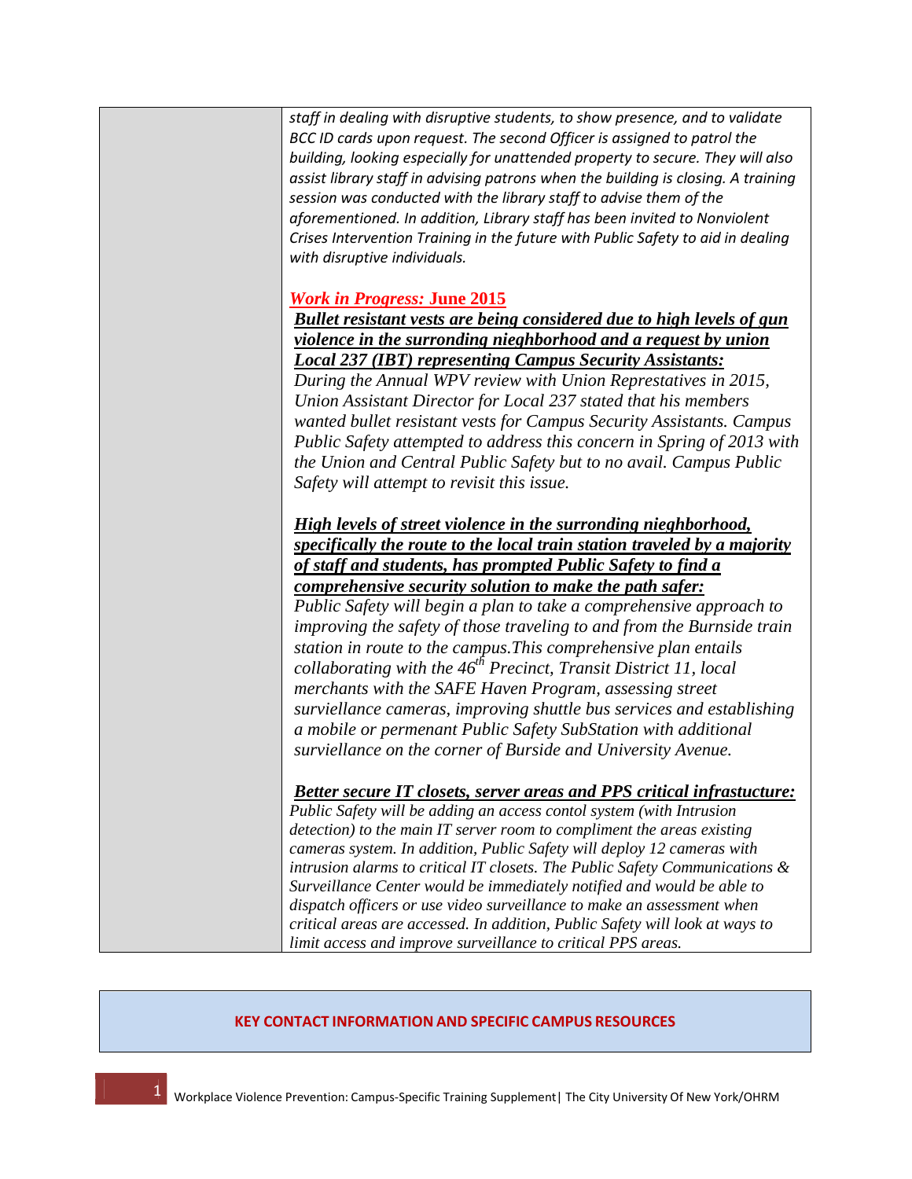| | *staff in dealing with disruptive students, to show presence, and to validate BCC ID cards upon request. The second Officer is assigned to patrol the building, looking especially for unattended property to secure. They will also assist library staff in advising patrons when the building is closing. A training session was conducted with the library staff to advise them of the aforementioned. In addition, Library staff has been invited to Nonviolent Crises Intervention Training in the future with Public Safety to aid in dealing with disruptive individuals.*<br><br>***Work in Progress:*** **June 2015**<br>***Bullet resistant vests are being considered due to high levels of gun violence in the surrounding nieghborhood and a request by union Local 237 (IBT) representing Campus Security Assistants:***<br>*During the Annual WPV review with Union Represtatives in 2015, Union Assistant Director for Local 237 stated that his members wanted bullet resistant vests for Campus Security Assistants. Campus Public Safety attempted to address this concern in Spring of 2013 with the Union and Central Public Safety but to no avail. Campus Public Safety will attempt to revisit this issue.*<br><br>***High levels of street violence in the surrounding nieghborhood, specifically the route to the local train station traveled by a majority of staff and students, has prompted Public Safety to find a comprehensive security solution to make the path safer:***<br>*Public Safety will begin a plan to take a comprehensive approach to improving the safety of those traveling to and from the Burnside train station in route to the campus.This comprehensive plan entails collaborating with the 46th Precinct, Transit District 11, local merchants with the SAFE Haven Program, assessing street surviellance cameras, improving shuttle bus services and establishing a mobile or permenant Public Safety SubStation with additional surviellance on the corner of Burside and University Avenue.*<br><br>***Better secure IT closets, server areas and PPS critical infrastucture:***<br>*Public Safety will be adding an access contol system (with Intrusion detection) to the main IT server room to compliment the areas existing cameras system. In addition, Public Safety will deploy 12 cameras with intrusion alarms to critical IT closets. The Public Safety Communications & Surveillance Center would be immediately notified and would be able to dispatch officers or use video surveillance to make an assessment when critical areas are accessed. In addition, Public Safety will look at ways to limit access and improve surveillance to critical PPS areas.* |
|---|---|

**KEY CONTACT INFORMATION AND SPECIFIC CAMPUS RESOURCES**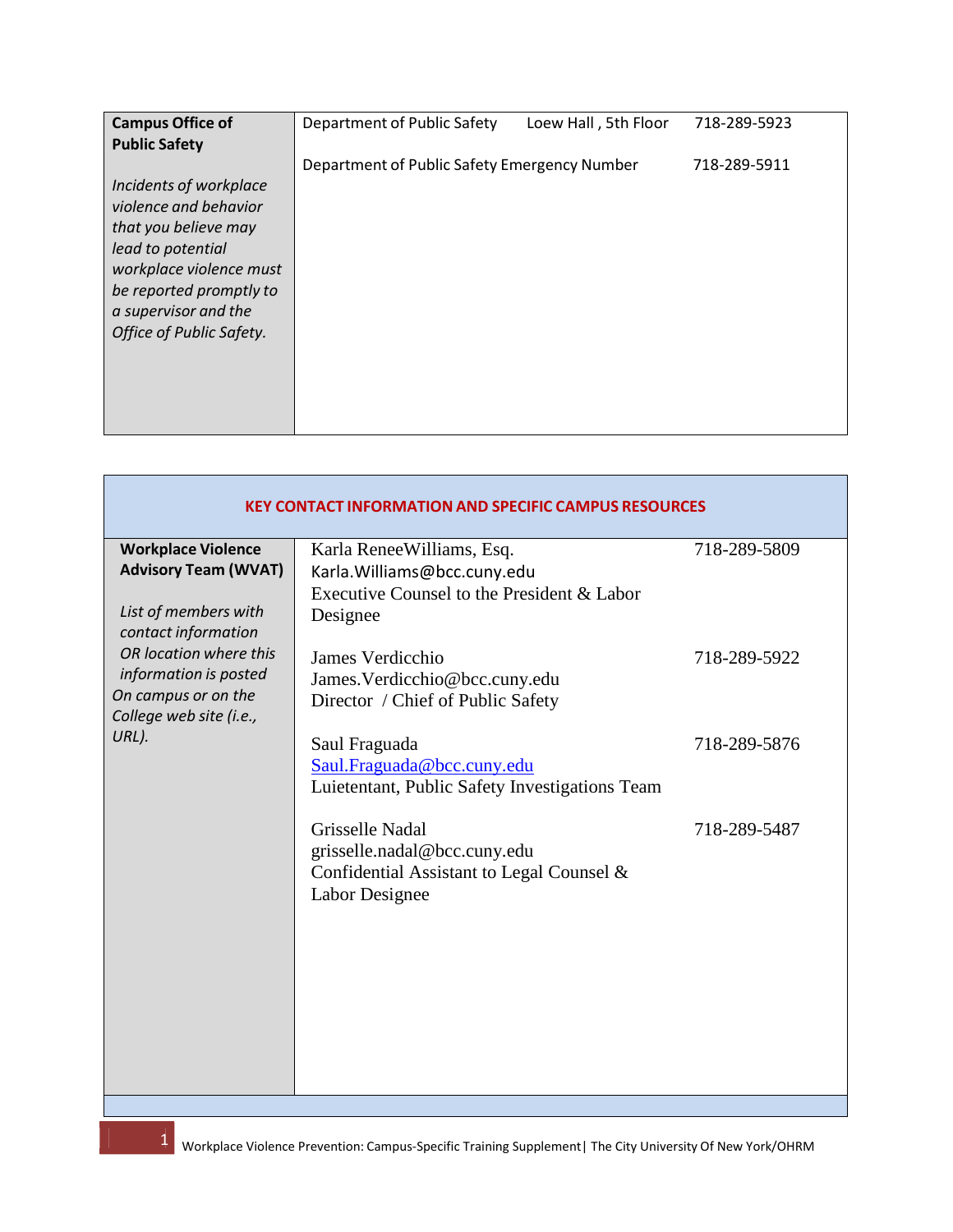| **Campus Office of Public Safety**<br><br>*Incidents of workplace violence and behavior that you believe may lead to potential workplace violence must be reported promptly to a supervisor and the Office of Public Safety.* | Department of Public Safety Loew Hall , 5th Floor 718-289-5923<br><br>Department of Public Safety Emergency Number 718-289-5911 |
|---|---|

| **KEY CONTACT INFORMATION AND SPECIFIC CAMPUS RESOURCES** | | |
|---|---|---|
| **Workplace Violence Advisory Team (WVAT)**<br><br>*List of members with contact information OR location where this information is posted On campus or on the College web site (i.e., URL).* | Karla ReneeWilliams, Esq.<br>Karla.Williams@bcc.cuny.edu<br>Executive Counsel to the President & Labor Designee | 718-289-5809 |
| | James Verdicchio<br>James.Verdicchio@bcc.cuny.edu<br>Director / Chief of Public Safety | 718-289-5922 |
| | Saul Fraguada<br>Saul.Fraguada@bcc.cuny.edu<br>Luietentant, Public Safety Investigations Team | 718-289-5876 |
| | Grisselle Nadal<br>grisselle.nadal@bcc.cuny.edu<br>Confidential Assistant to Legal Counsel & Labor Designee | 718-289-5487 |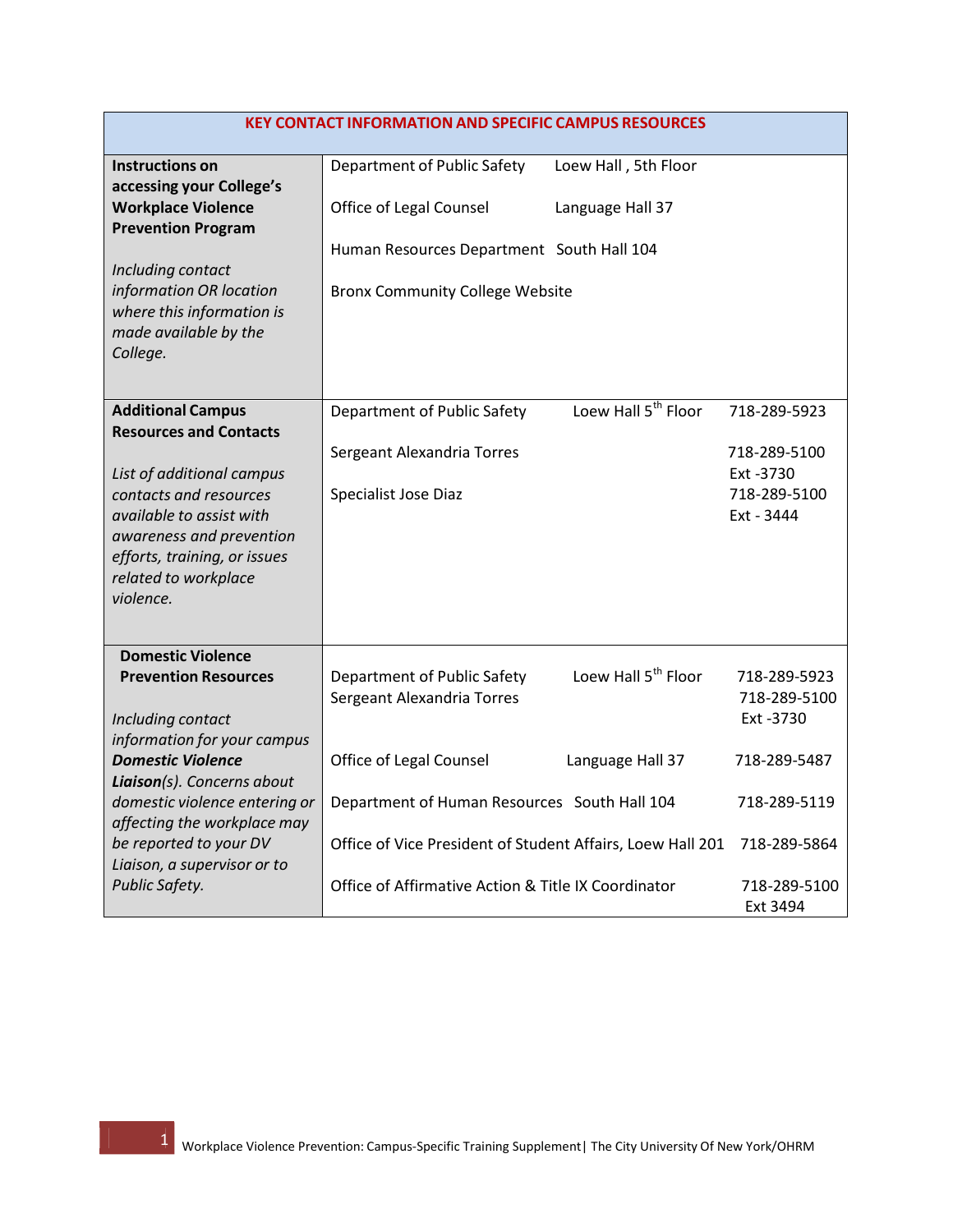| KEY CONTACT INFORMATION AND SPECIFIC CAMPUS RESOURCES | | | |
|---|---|---|---|
| **Instructions on accessing your College's Workplace Violence Prevention Program**<br><br>*Including contact information OR location where this information is made available by the College.* | Department of Public Safety<br><br>Office of Legal Counsel<br><br>Human Resources Department<br><br>Bronx Community College Website | Loew Hall , 5th Floor<br><br>Language Hall 37<br><br>South Hall 104 | |
| **Additional Campus Resources and Contacts**<br><br>*List of additional campus contacts and resources available to assist with awareness and prevention efforts, training, or issues related to workplace violence.* | Department of Public Safety<br><br>Sergeant Alexandria Torres<br><br>Specialist Jose Diaz | Loew Hall 5th Floor | 718-289-5923<br><br>718-289-5100 Ext -3730<br><br>718-289-5100 Ext - 3444 |
| **Domestic Violence Prevention Resources**<br><br>*Including contact information for your campus* ***Domestic Violence Liaison****(s). Concerns about domestic violence entering or affecting the workplace may be reported to your DV Liaison, a supervisor or to Public Safety.* | Department of Public Safety<br>Sergeant Alexandria Torres<br><br>Office of Legal Counsel<br><br>Department of Human Resources<br><br>Office of Vice President of Student Affairs, Loew Hall 201<br><br>Office of Affirmative Action & Title IX Coordinator | Loew Hall 5th Floor<br><br><br>Language Hall 37<br><br>South Hall 104 | 718-289-5923<br>718-289-5100 Ext -3730<br><br>718-289-5487<br><br>718-289-5119<br><br>718-289-5864<br><br>718-289-5100 Ext 3494 |